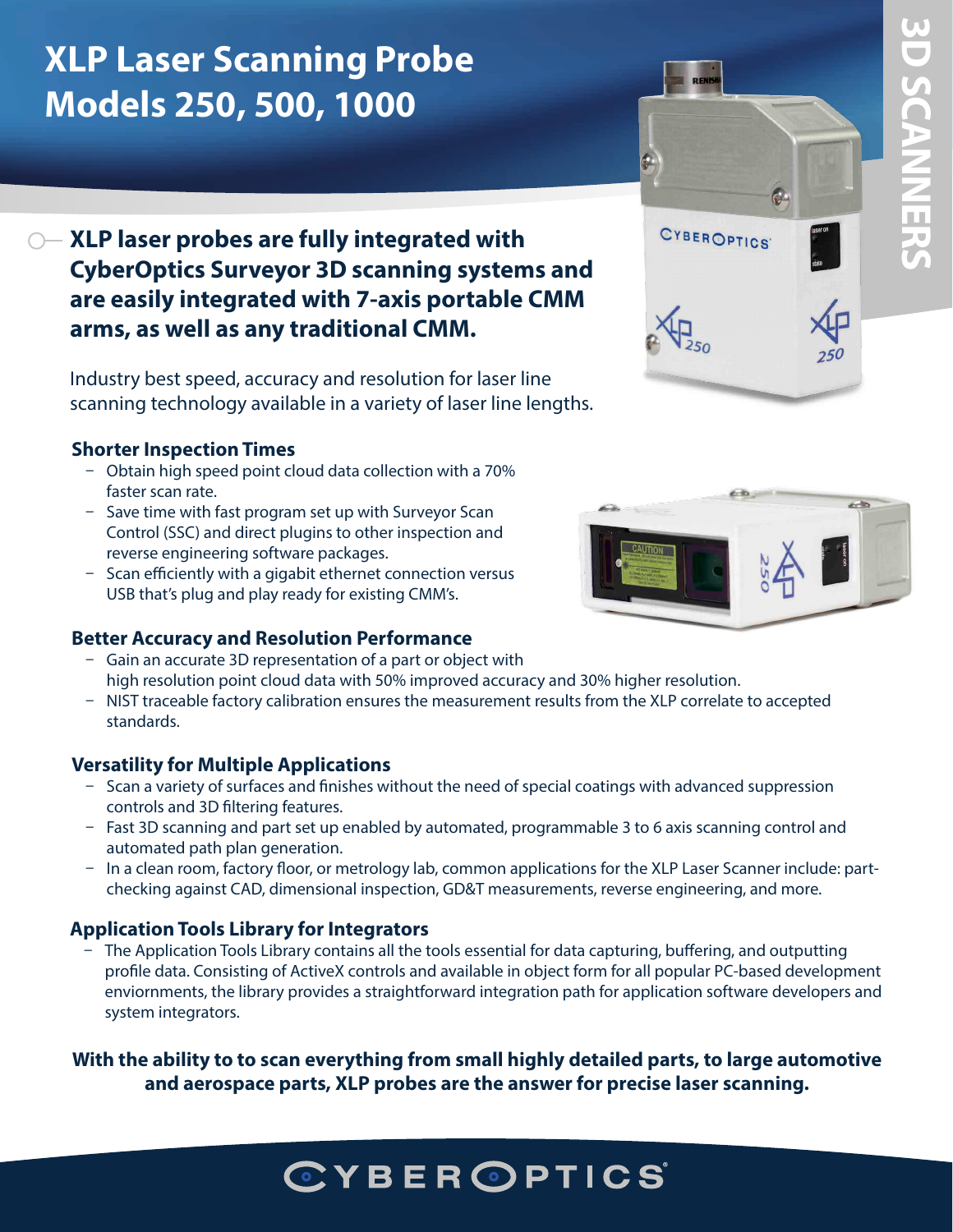# XLP Laser Scanning Probe Models 250, 500, 1000

3D SCANNERS

## XLP laser probes are fully integrated with CyberOptics Surveyor 3D scanning systems and are easily integrated with 7-axis portable CMM arms, as well as any traditional CMM.

Industry best speed, accuracy and resolution for laser line scanning technology available in a variety of laser line lengths.

### Shorter Inspection Times

- Obtain high speed point cloud data collection with a 70% faster scan rate.
- Save time with fast program set up with Surveyor Scan Control (SSC) and direct plugins to other inspection and reverse engineering software packages.
- Scan efficiently with a gigabit ethernet connection versus USB that's plug and play ready for existing CMM's.

### Better Accuracy and Resolution Performance

- Gain an accurate 3D representation of a part or object with high resolution point cloud data with 50% improved accuracy and 30% higher resolution.
- NIST traceable factory calibration ensures the measurement results from the XLP correlate to accepted standards.

### Versatility for Multiple Applications

- Scan a variety of surfaces and finishes without the need of special coatings with advanced suppression controls and 3D filtering features.
- Fast 3D scanning and part set up enabled by automated, programmable 3 to 6 axis scanning control and automated path plan generation.
- In a clean room, factory floor, or metrology lab, common applications for the XLP Laser Scanner include: part-checking against CAD, dimensional inspection, GD&T measurements, reverse engineering, and more.

### Application Tools Library for Integrators

- The Application Tools Library contains all the tools essential for data capturing, buffering, and outputting profile data. Consisting of ActiveX controls and available in object form for all popular PC-based development enviornments, the library provides a straightforward integration path for application software developers and system integrators.

**With the ability to to scan everything from small highly detailed parts, to large automotive and aerospace parts, XLP probes are the answer for precise laser scanning.**

CYBEROPTICS®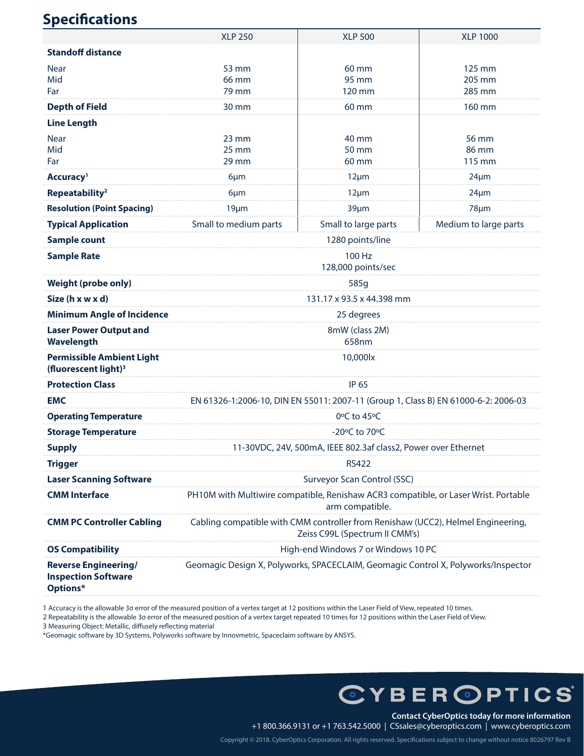## Specifications

| | XLP 250 | XLP 500 | XLP 1000 |
|---|---|---|---|
| **Standoff distance** | | | |
| Near | 53 mm | 60 mm | 125 mm |
| Mid | 66 mm | 95 mm | 205 mm |
| Far | 79 mm | 120 mm | 285 mm |
| **Depth of Field** | 30 mm | 60 mm | 160 mm |
| **Line Length** | | | |
| Near | 23 mm | 40 mm | 56 mm |
| Mid | 25 mm | 50 mm | 86 mm |
| Far | 29 mm | 60 mm | 115 mm |
| **Accuracy**[1] | 6µm | 12µm | 24µm |
| **Repeatability**[2] | 6µm | 12µm | 24µm |
| **Resolution (Point Spacing)** | 19µm | 39µm | 78µm |
| **Typical Application** | Small to medium parts | Small to large parts | Medium to large parts |
| **Sample count** | 1280 points/line | | |
| **Sample Rate** | 100 Hz<br>128,000 points/sec | | |
| **Weight (probe only)** | 585g | | |
| **Size (h x w x d)** | 131.17 x 93.5 x 44.398 mm | | |
| **Minimum Angle of Incidence** | 25 degrees | | |
| **Laser Power Output and Wavelength** | 8mW (class 2M)<br>658nm | | |
| **Permissible Ambient Light (fluorescent light)**[3] | 10,000lx | | |
| **Protection Class** | IP 65 | | |
| **EMC** | EN 61326-1:2006-10, DIN EN 55011: 2007-11 (Group 1, Class B) EN 61000-6-2: 2006-03 | | |
| **Operating Temperature** | 0ºC to 45ºC | | |
| **Storage Temperature** | -20ºC to 70ºC | | |
| **Supply** | 11-30VDC, 24V, 500mA, IEEE 802.3af class2, Power over Ethernet | | |
| **Trigger** | RS422 | | |
| **Laser Scanning Software** | Surveyor Scan Control (SSC) | | |
| **CMM Interface** | PH10M with Multiwire compatible, Renishaw ACR3 compatible, or Laser Wrist. Portable arm compatible. | | |
| **CMM PC Controller Cabling** | Cabling compatible with CMM controller from Renishaw (UCC2), Helmel Engineering, Zeiss C99L (Spectrum II CMM's) | | |
| **OS Compatibility** | High-end Windows 7 or Windows 10 PC | | |
| **Reverse Engineering/ Inspection Software Options*** | Geomagic Design X, Polyworks, SPACECLAIM, Geomagic Control X, Polyworks/Inspector | | |

1 Accuracy is the allowable 3σ error of the measured position of a vertex target at 12 positions within the Laser Field of View, repeated 10 times.
2 Repeatability is the allowable 3σ error of the measured position of a vertex target repeated 10 times for 12 positions within the Laser Field of View.
3 Measuring Object: Metallic, diffusely reflecting material
*Geomagic software by 3D Systems, Polyworks software by Innovmetric, Spaceclaim software by ANSYS.

CYBEROPTICS®

**Contact CyberOptics today for more information**
+1 800.366.9131 or +1 763.542.5000 | CSsales@cyberoptics.com | www.cyberoptics.com

Copyright © 2018. CyberOptics Corporation. All rights reserved. Specifications subject to change without notice 8026797 Rev B